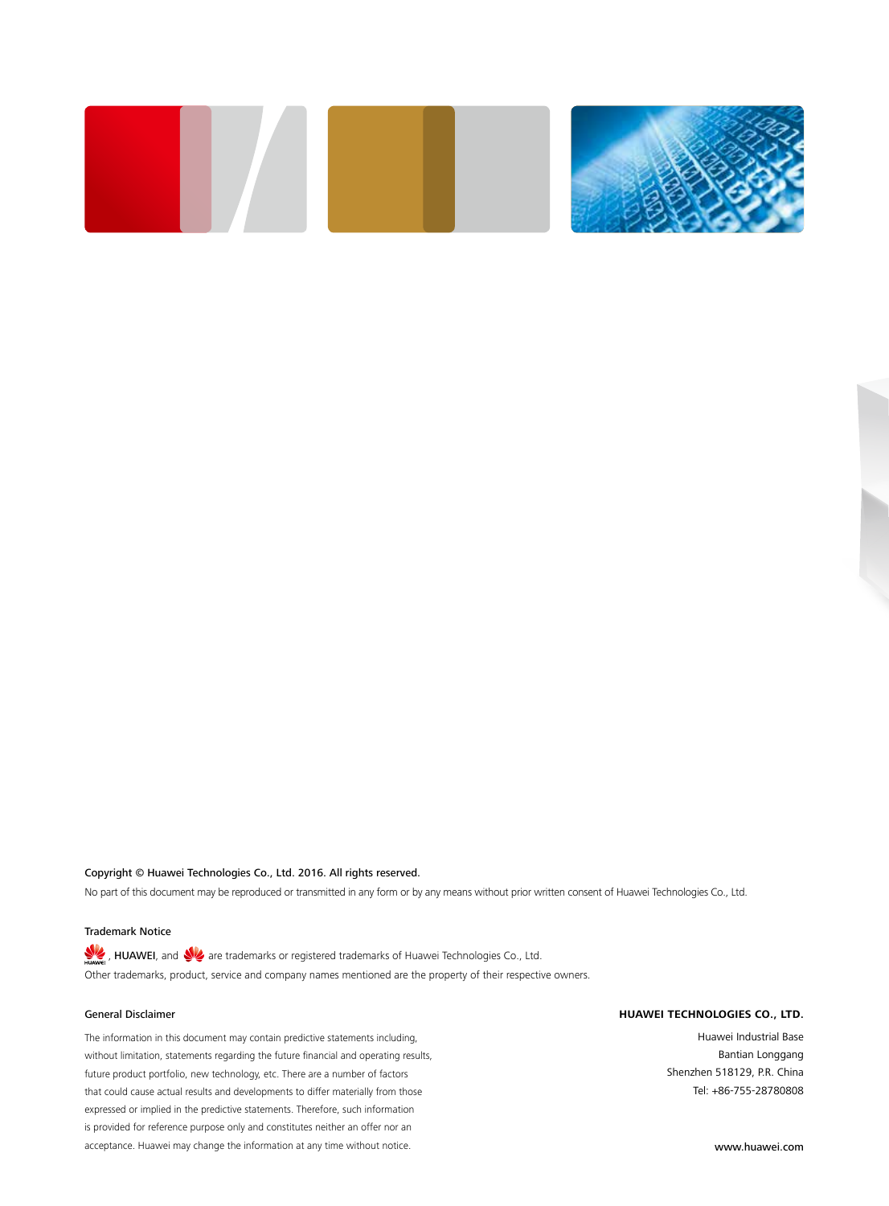**Copyright © Huawei Technologies Co., Ltd. 2016. All rights reserved.**

No part of this document may be reproduced or transmitted in any form or by any means without prior written consent of Huawei Technologies Co., Ltd.

### Trademark Notice

, **HUAWEI**, and  are trademarks or registered trademarks of Huawei Technologies Co., Ltd.

Other trademarks, product, service and company names mentioned are the property of their respective owners.

### General Disclaimer

The information in this document may contain predictive statements including, without limitation, statements regarding the future financial and operating results, future product portfolio, new technology, etc. There are a number of factors that could cause actual results and developments to differ materially from those expressed or implied in the predictive statements. Therefore, such information is provided for reference purpose only and constitutes neither an offer nor an acceptance. Huawei may change the information at any time without notice.

**HUAWEI TECHNOLOGIES CO., LTD.**

Huawei Industrial Base
Bantian Longgang
Shenzhen 518129, P.R. China
Tel: +86-755-28780808

www.huawei.com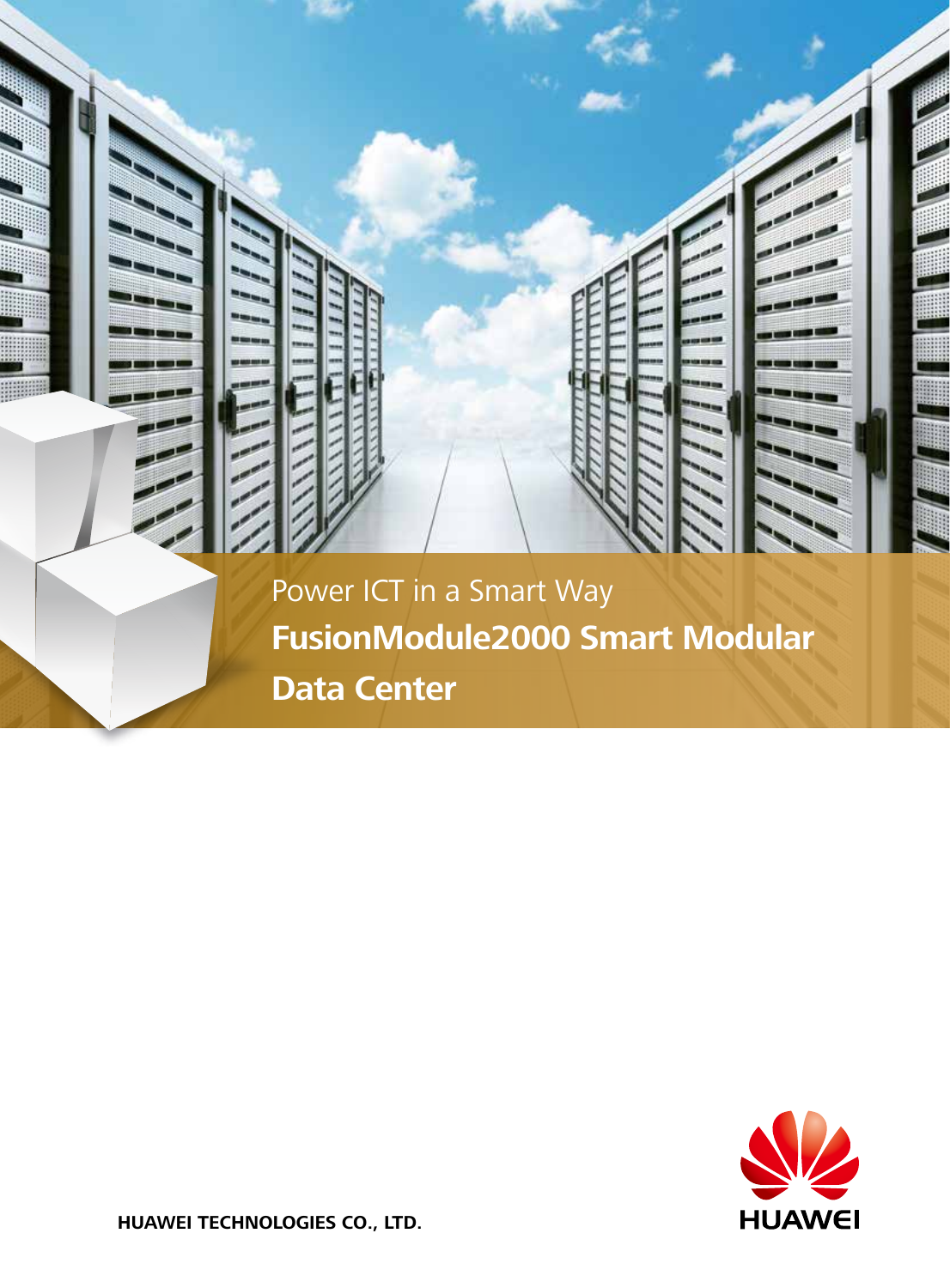Power ICT in a Smart Way

# FusionModule2000 Smart Modular Data Center

HUAWEI TECHNOLOGIES CO., LTD.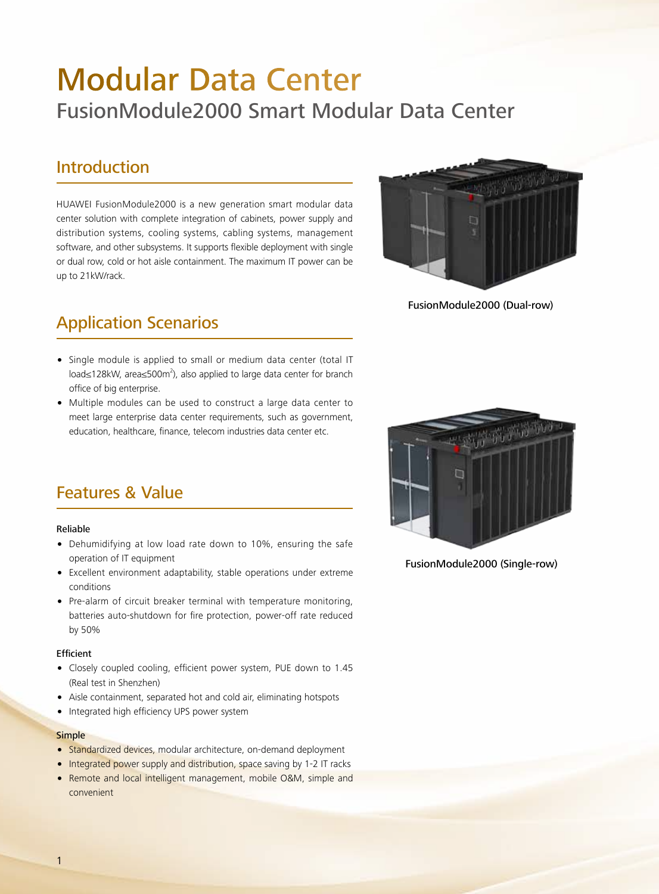# Modular Data Center

## FusionModule2000 Smart Modular Data Center

## Introduction

HUAWEI FusionModule2000 is a new generation smart modular data center solution with complete integration of cabinets, power supply and distribution systems, cooling systems, cabling systems, management software, and other subsystems. It supports flexible deployment with single or dual row, cold or hot aisle containment. The maximum IT power can be up to 21kW/rack.

FusionModule2000 (Dual-row)

## Application Scenarios

- Single module is applied to small or medium data center (total IT load≤128kW, area≤500m$^2$), also applied to large data center for branch office of big enterprise.
- Multiple modules can be used to construct a large data center to meet large enterprise data center requirements, such as government, education, healthcare, finance, telecom industries data center etc.

FusionModule2000 (Single-row)

## Features & Value

**Reliable**

- Dehumidifying at low load rate down to 10%, ensuring the safe operation of IT equipment
- Excellent environment adaptability, stable operations under extreme conditions
- Pre-alarm of circuit breaker terminal with temperature monitoring, batteries auto-shutdown for fire protection, power-off rate reduced by 50%

**Efficient**

- Closely coupled cooling, efficient power system, PUE down to 1.45 (Real test in Shenzhen)
- Aisle containment, separated hot and cold air, eliminating hotspots
- Integrated high efficiency UPS power system

**Simple**

- Standardized devices, modular architecture, on-demand deployment
- Integrated power supply and distribution, space saving by 1-2 IT racks
- Remote and local intelligent management, mobile O&M, simple and convenient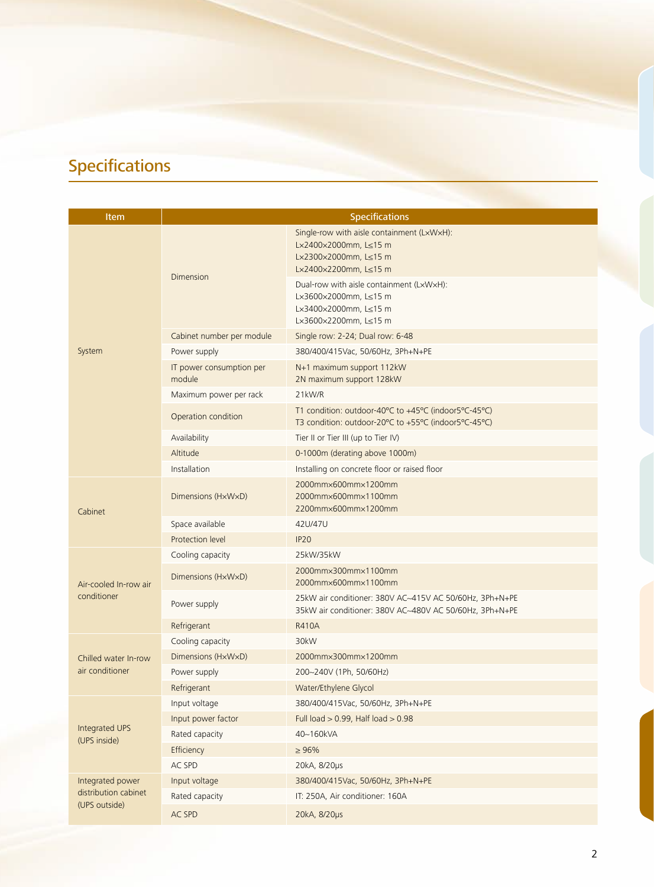## Specifications

| Item | Specifications | |
|---|---|---|
| System | Dimension | Single-row with aisle containment (L×W×H):<br>L×2400×2000mm, L≤15 m<br>L×2300×2000mm, L≤15 m<br>L×2400×2200mm, L≤15 m |
| | | Dual-row with aisle containment (L×W×H):<br>L×3600×2000mm, L≤15 m<br>L×3400×2000mm, L≤15 m<br>L×3600×2200mm, L≤15 m |
| | Cabinet number per module | Single row: 2-24; Dual row: 6-48 |
| | Power supply | 380/400/415Vac, 50/60Hz, 3Ph+N+PE |
| | IT power consumption per module | N+1 maximum support 112kW<br>2N maximum support 128kW |
| | Maximum power per rack | 21kW/R |
| | Operation condition | T1 condition: outdoor-40°C to +45°C (indoor5°C-45°C)<br>T3 condition: outdoor-20°C to +55°C (indoor5°C-45°C) |
| | Availability | Tier II or Tier III (up to Tier IV) |
| | Altitude | 0-1000m (derating above 1000m) |
| | Installation | Installing on concrete floor or raised floor |
| Cabinet | Dimensions (H×W×D) | 2000mm×600mm×1200mm<br>2000mm×600mm×1100mm<br>2200mm×600mm×1200mm |
| | Space available | 42U/47U |
| | Protection level | IP20 |
| Air-cooled In-row air conditioner | Cooling capacity | 25kW/35kW |
| | Dimensions (H×W×D) | 2000mm×300mm×1100mm<br>2000mm×600mm×1100mm |
| | Power supply | 25kW air conditioner: 380V AC~415V AC 50/60Hz, 3Ph+N+PE<br>35kW air conditioner: 380V AC~480V AC 50/60Hz, 3Ph+N+PE |
| | Refrigerant | R410A |
| Chilled water In-row air conditioner | Cooling capacity | 30kW |
| | Dimensions (H×W×D) | 2000mm×300mm×1200mm |
| | Power supply | 200~240V (1Ph, 50/60Hz) |
| | Refrigerant | Water/Ethylene Glycol |
| Integrated UPS (UPS inside) | Input voltage | 380/400/415Vac, 50/60Hz, 3Ph+N+PE |
| | Input power factor | Full load > 0.99, Half load > 0.98 |
| | Rated capacity | 40~160kVA |
| | Efficiency | ≥ 96% |
| | AC SPD | 20kA, 8/20μs |
| Integrated power distribution cabinet (UPS outside) | Input voltage | 380/400/415Vac, 50/60Hz, 3Ph+N+PE |
| | Rated capacity | IT: 250A, Air conditioner: 160A |
| | AC SPD | 20kA, 8/20μs |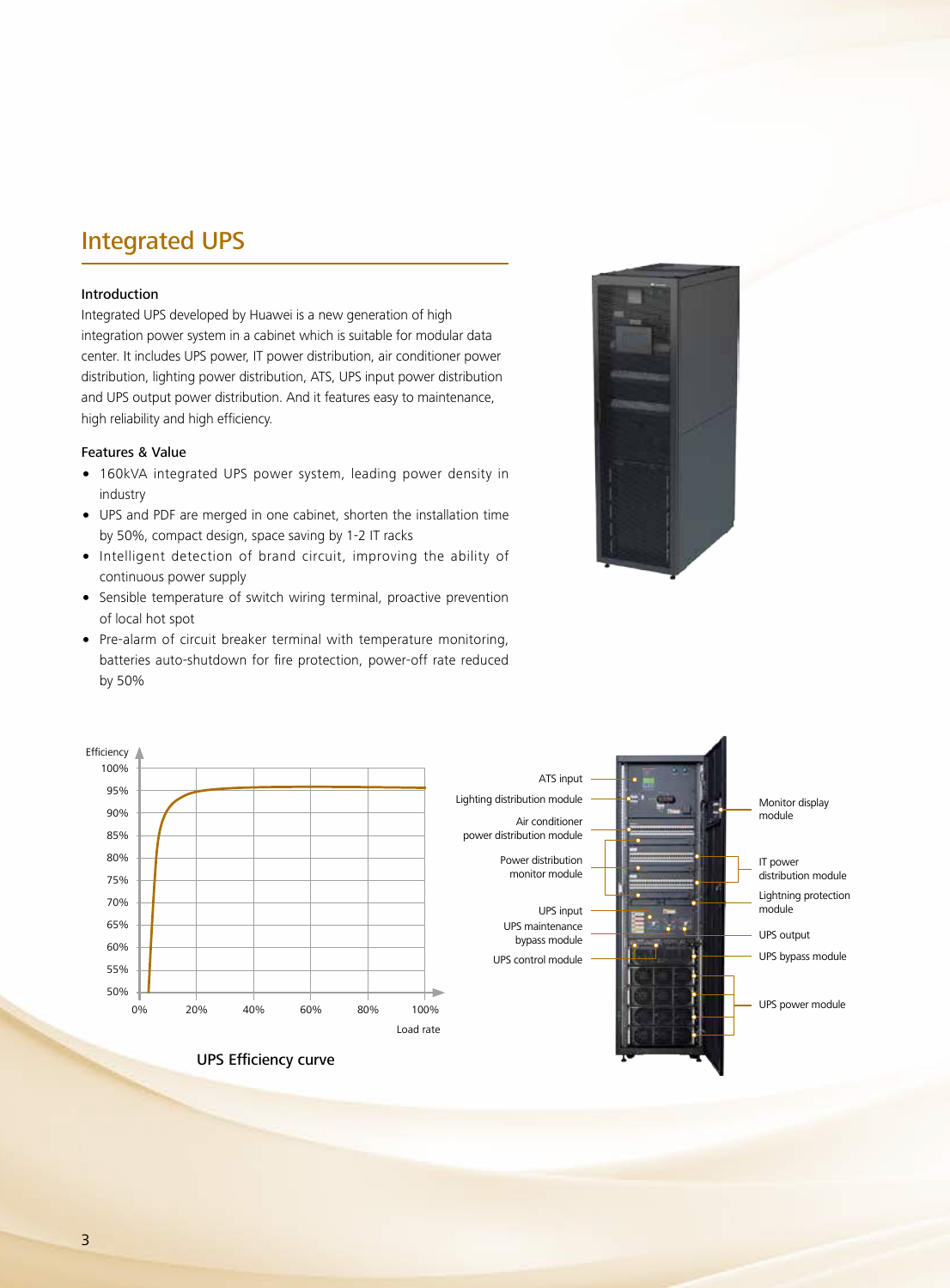## Integrated UPS

### Introduction

Integrated UPS developed by Huawei is a new generation of high integration power system in a cabinet which is suitable for modular data center. It includes UPS power, IT power distribution, air conditioner power distribution, lighting power distribution, ATS, UPS input power distribution and UPS output power distribution. And it features easy to maintenance, high reliability and high efficiency.

### Features & Value

- 160kVA integrated UPS power system, leading power density in industry
- UPS and PDF are merged in one cabinet, shorten the installation time by 50%, compact design, space saving by 1-2 IT racks
- Intelligent detection of brand circuit, improving the ability of continuous power supply
- Sensible temperature of switch wiring terminal, proactive prevention of local hot spot
- Pre-alarm of circuit breaker terminal with temperature monitoring, batteries auto-shutdown for fire protection, power-off rate reduced by 50%

Efficiency

100%
95%
90%
85%
80%
75%
70%
65%
60%
55%
50%

0% 20% 40% 60% 80% 100%

Load rate

UPS Efficiency curve

ATS input
Lighting distribution module
Air conditioner power distribution module
Power distribution monitor module
UPS input
UPS maintenance bypass module
UPS control module

Monitor display module
IT power distribution module
Lightning protection module
UPS output
UPS bypass module
UPS power module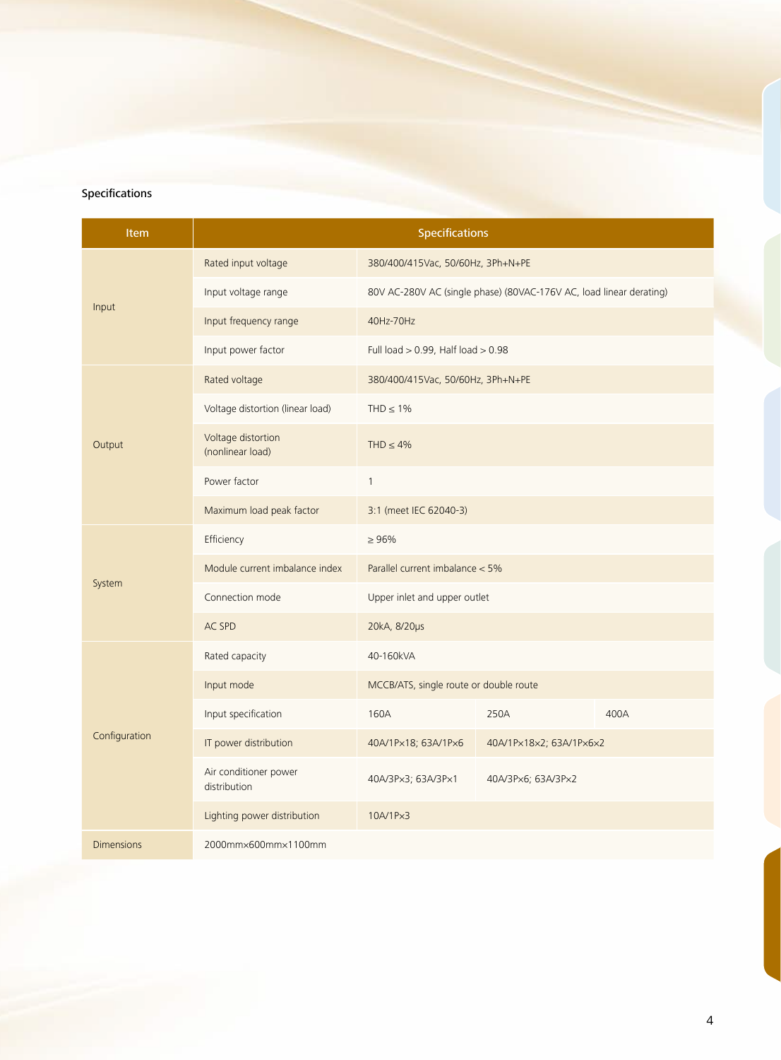## Specifications

| Item | Specifications | | | |
|---|---|---|---|---|
| Input | Rated input voltage | 380/400/415Vac, 50/60Hz, 3Ph+N+PE | | |
| | Input voltage range | 80V AC-280V AC (single phase) (80VAC-176V AC, load linear derating) | | |
| | Input frequency range | 40Hz-70Hz | | |
| | Input power factor | Full load > 0.99, Half load > 0.98 | | |
| Output | Rated voltage | 380/400/415Vac, 50/60Hz, 3Ph+N+PE | | |
| | Voltage distortion (linear load) | THD ≤ 1% | | |
| | Voltage distortion (nonlinear load) | THD ≤ 4% | | |
| | Power factor | 1 | | |
| | Maximum load peak factor | 3:1 (meet IEC 62040-3) | | |
| System | Efficiency | ≥ 96% | | |
| | Module current imbalance index | Parallel current imbalance < 5% | | |
| | Connection mode | Upper inlet and upper outlet | | |
| | AC SPD | 20kA, 8/20μs | | |
| Configuration | Rated capacity | 40-160kVA | | |
| | Input mode | MCCB/ATS, single route or double route | | |
| | Input specification | 160A | 250A | 400A |
| | IT power distribution | 40A/1P×18; 63A/1P×6 | 40A/1P×18×2; 63A/1P×6×2 | |
| | Air conditioner power distribution | 40A/3P×3; 63A/3P×1 | 40A/3P×6; 63A/3P×2 | |
| | Lighting power distribution | 10A/1P×3 | | |
| Dimensions | 2000mm×600mm×1100mm | | | |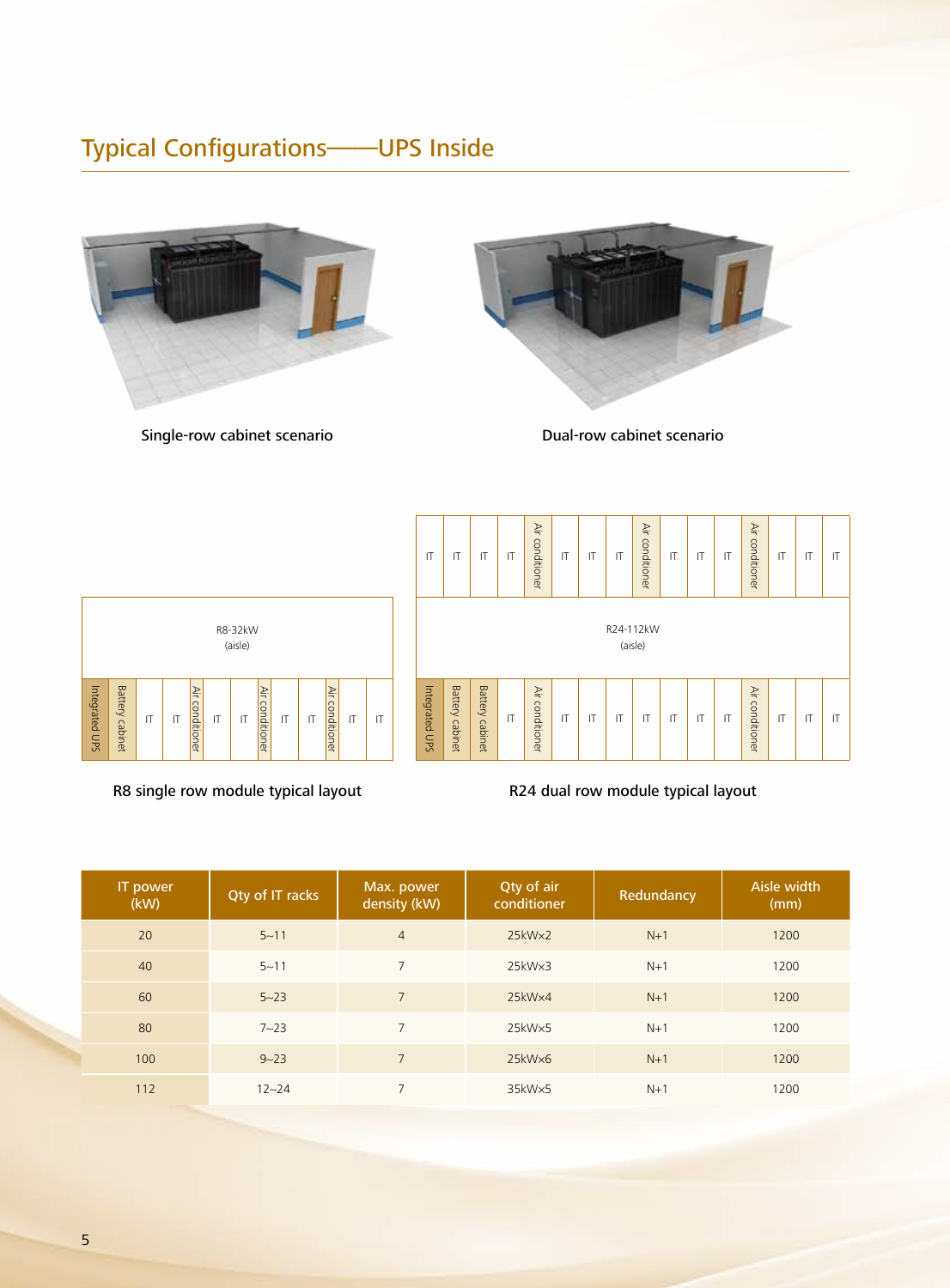## Typical Configurations——UPS Inside

Single-row cabinet scenario

Dual-row cabinet scenario

| | | | | | | | | | | |
|---|---|---|---|---|---|---|---|---|---|---|
| R8-32kW (aisle) | | | | | | | | | | |
| Integrated UPS | Battery cabinet | IT | IT | Air conditioner | IT | IT | Air conditioner | IT | IT | Air conditioner | IT | IT |

R8 single row module typical layout

| IT | IT | IT | IT | Air conditioner | IT | IT | IT | Air conditioner | IT | IT | IT | Air conditioner | IT | IT | IT |
|---|---|---|---|---|---|---|---|---|---|---|---|---|---|---|---|
| R24-112kW (aisle) | | | | | | | | | | | | | | | |
| Integrated UPS | Battery cabinet | Battery cabinet | IT | Air conditioner | IT | IT | IT | IT | IT | IT | IT | Air conditioner | IT | IT | IT |

R24 dual row module typical layout

| IT power (kW) | Qty of IT racks | Max. power density (kW) | Qty of air conditioner | Redundancy | Aisle width (mm) |
|---|---|---|---|---|---|
| 20 | 5~11 | 4 | 25kW×2 | N+1 | 1200 |
| 40 | 5~11 | 7 | 25kW×3 | N+1 | 1200 |
| 60 | 5~23 | 7 | 25kW×4 | N+1 | 1200 |
| 80 | 7~23 | 7 | 25kW×5 | N+1 | 1200 |
| 100 | 9~23 | 7 | 25kW×6 | N+1 | 1200 |
| 112 | 12~24 | 7 | 35kW×5 | N+1 | 1200 |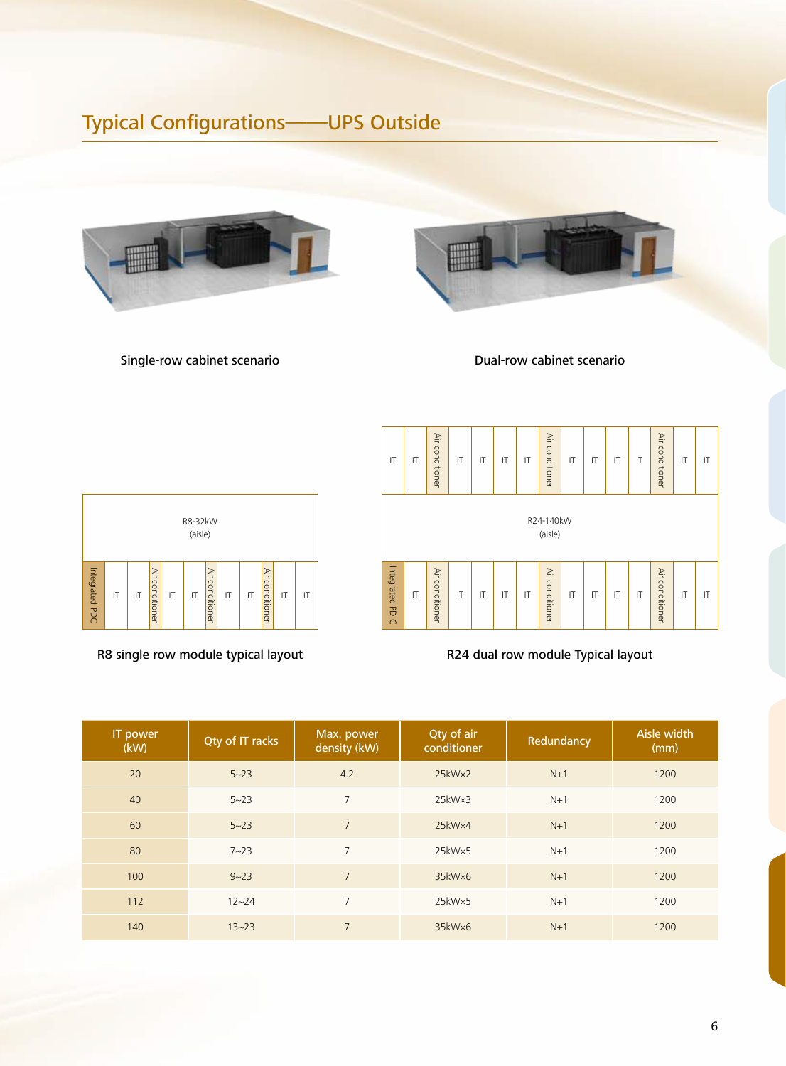## Typical Configurations——UPS Outside

Single-row cabinet scenario

Dual-row cabinet scenario

| | | | | | | | | | | | |
|---|---|---|---|---|---|---|---|---|---|---|---|
| R8-32kW (aisle) | | | | | | | | | | | |
| Integrated PDC | IT | IT | Air conditioner | IT | IT | Air conditioner | IT | IT | Air conditioner | IT | IT |

R8 single row module typical layout

| | | | | | | | | | | | | | |
|---|---|---|---|---|---|---|---|---|---|---|---|---|---|
| IT | IT | Air conditioner | IT | IT | IT | IT | Air conditioner | IT | IT | IT | IT | Air conditioner | IT | IT |
| R24-140kW (aisle) | | | | | | | | | | | | | | |
| Integrated PD C | IT | Air conditioner | IT | IT | IT | IT | Air conditioner | IT | IT | IT | IT | Air conditioner | IT | IT |

R24 dual row module Typical layout

| IT power (kW) | Qty of IT racks | Max. power density (kW) | Qty of air conditioner | Redundancy | Aisle width (mm) |
|---|---|---|---|---|---|
| 20 | 5~23 | 4.2 | 25kW×2 | N+1 | 1200 |
| 40 | 5~23 | 7 | 25kW×3 | N+1 | 1200 |
| 60 | 5~23 | 7 | 25kW×4 | N+1 | 1200 |
| 80 | 7~23 | 7 | 25kW×5 | N+1 | 1200 |
| 100 | 9~23 | 7 | 35kW×6 | N+1 | 1200 |
| 112 | 12~24 | 7 | 25kW×5 | N+1 | 1200 |
| 140 | 13~23 | 7 | 35kW×6 | N+1 | 1200 |